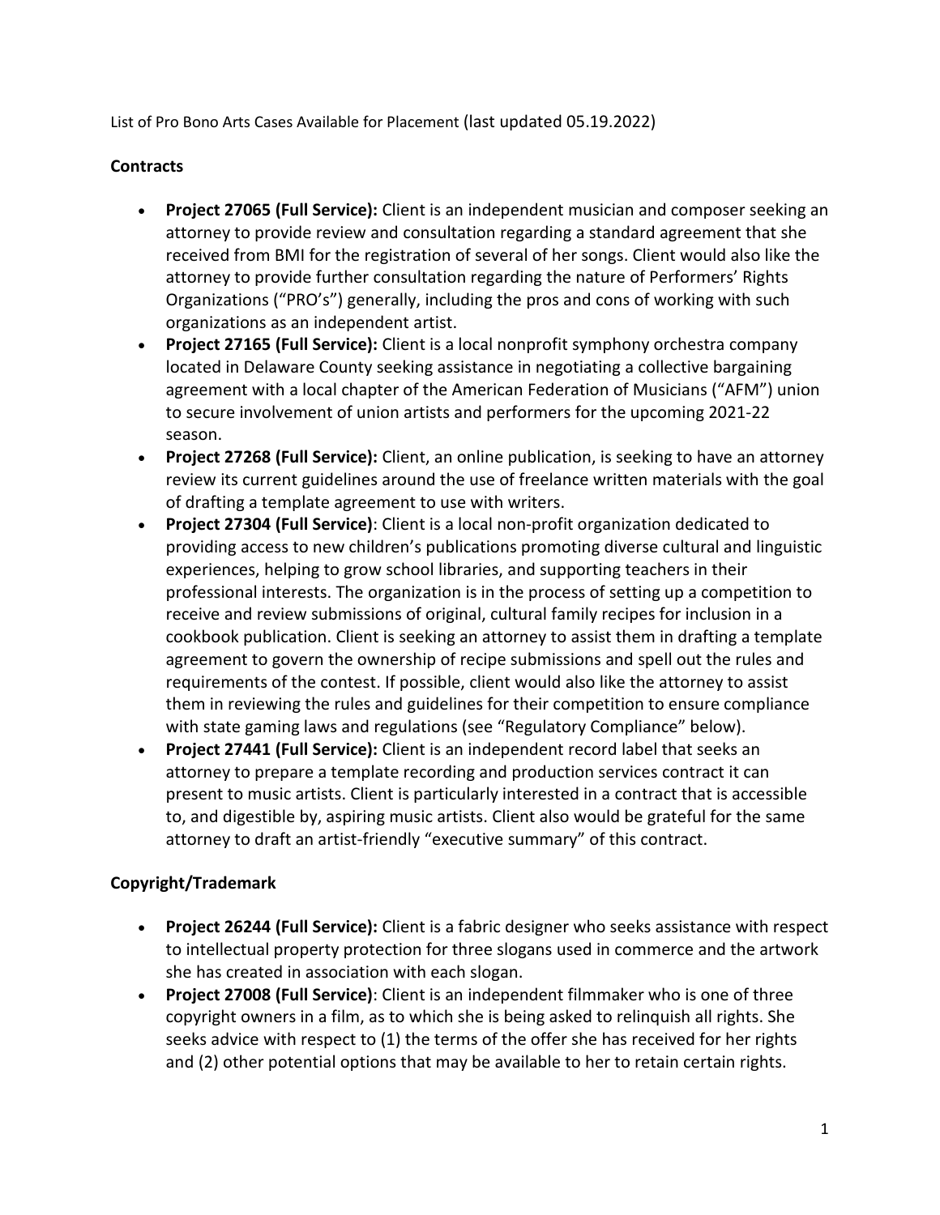List of Pro Bono Arts Cases Available for Placement (last updated 05.19.2022)

## Contracts

- **Project 27065 (Full Service):** Client is an independent musician and composer seeking an attorney to provide review and consultation regarding a standard agreement that she received from BMI for the registration of several of her songs. Client would also like the attorney to provide further consultation regarding the nature of Performers' Rights Organizations ("PRO's") generally, including the pros and cons of working with such organizations as an independent artist.
- **Project 27165 (Full Service):** Client is a local nonprofit symphony orchestra company located in Delaware County seeking assistance in negotiating a collective bargaining agreement with a local chapter of the American Federation of Musicians ("AFM") union to secure involvement of union artists and performers for the upcoming 2021-22 season.
- **Project 27268 (Full Service):** Client, an online publication, is seeking to have an attorney review its current guidelines around the use of freelance written materials with the goal of drafting a template agreement to use with writers.
- **Project 27304 (Full Service)**: Client is a local non-profit organization dedicated to providing access to new children's publications promoting diverse cultural and linguistic experiences, helping to grow school libraries, and supporting teachers in their professional interests. The organization is in the process of setting up a competition to receive and review submissions of original, cultural family recipes for inclusion in a cookbook publication. Client is seeking an attorney to assist them in drafting a template agreement to govern the ownership of recipe submissions and spell out the rules and requirements of the contest. If possible, client would also like the attorney to assist them in reviewing the rules and guidelines for their competition to ensure compliance with state gaming laws and regulations (see "Regulatory Compliance" below).
- **Project 27441 (Full Service):** Client is an independent record label that seeks an attorney to prepare a template recording and production services contract it can present to music artists. Client is particularly interested in a contract that is accessible to, and digestible by, aspiring music artists. Client also would be grateful for the same attorney to draft an artist-friendly "executive summary" of this contract.

## Copyright/Trademark

- **Project 26244 (Full Service):** Client is a fabric designer who seeks assistance with respect to intellectual property protection for three slogans used in commerce and the artwork she has created in association with each slogan.
- **Project 27008 (Full Service)**: Client is an independent filmmaker who is one of three copyright owners in a film, as to which she is being asked to relinquish all rights. She seeks advice with respect to (1) the terms of the offer she has received for her rights and (2) other potential options that may be available to her to retain certain rights.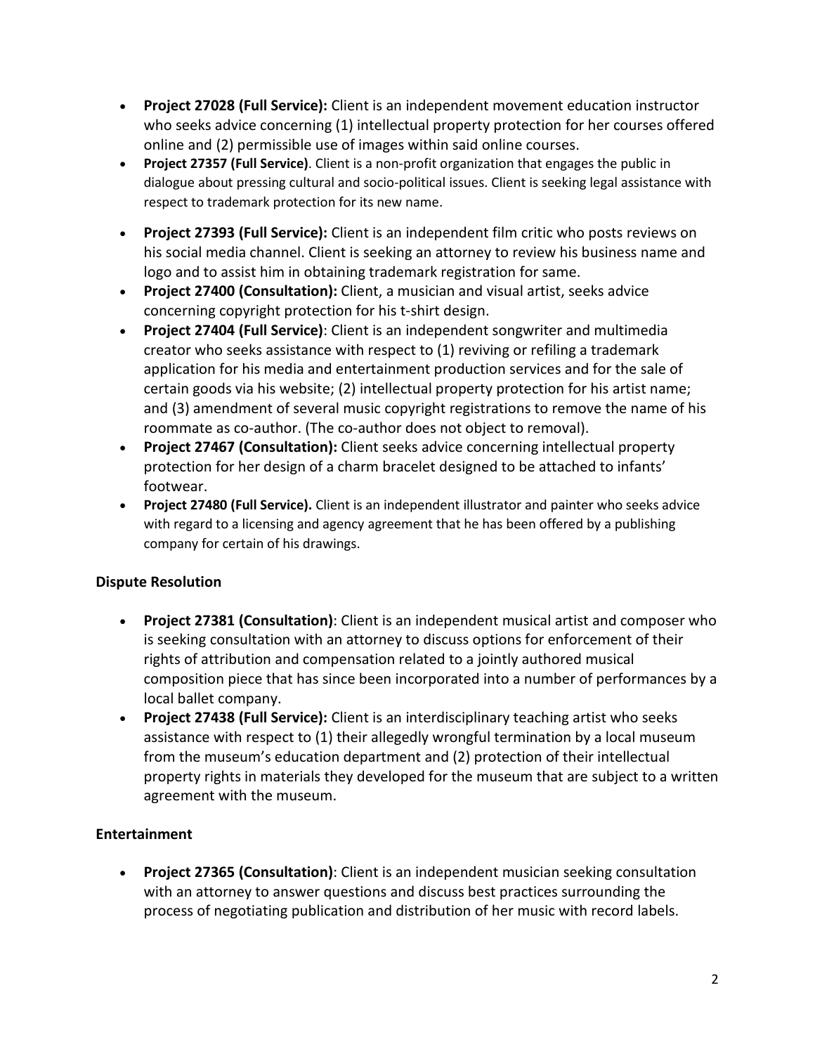- **Project 27028 (Full Service):** Client is an independent movement education instructor who seeks advice concerning (1) intellectual property protection for her courses offered online and (2) permissible use of images within said online courses.
- **Project 27357 (Full Service)**. Client is a non-profit organization that engages the public in dialogue about pressing cultural and socio-political issues. Client is seeking legal assistance with respect to trademark protection for its new name.
- **Project 27393 (Full Service):** Client is an independent film critic who posts reviews on his social media channel. Client is seeking an attorney to review his business name and logo and to assist him in obtaining trademark registration for same.
- **Project 27400 (Consultation):** Client, a musician and visual artist, seeks advice concerning copyright protection for his t-shirt design.
- **Project 27404 (Full Service)**: Client is an independent songwriter and multimedia creator who seeks assistance with respect to (1) reviving or refiling a trademark application for his media and entertainment production services and for the sale of certain goods via his website; (2) intellectual property protection for his artist name; and (3) amendment of several music copyright registrations to remove the name of his roommate as co-author. (The co-author does not object to removal).
- **Project 27467 (Consultation):** Client seeks advice concerning intellectual property protection for her design of a charm bracelet designed to be attached to infants' footwear.
- **Project 27480 (Full Service).** Client is an independent illustrator and painter who seeks advice with regard to a licensing and agency agreement that he has been offered by a publishing company for certain of his drawings.

### Dispute Resolution

- **Project 27381 (Consultation)**: Client is an independent musical artist and composer who is seeking consultation with an attorney to discuss options for enforcement of their rights of attribution and compensation related to a jointly authored musical composition piece that has since been incorporated into a number of performances by a local ballet company.
- **Project 27438 (Full Service):** Client is an interdisciplinary teaching artist who seeks assistance with respect to (1) their allegedly wrongful termination by a local museum from the museum's education department and (2) protection of their intellectual property rights in materials they developed for the museum that are subject to a written agreement with the museum.

### Entertainment

- **Project 27365 (Consultation)**: Client is an independent musician seeking consultation with an attorney to answer questions and discuss best practices surrounding the process of negotiating publication and distribution of her music with record labels.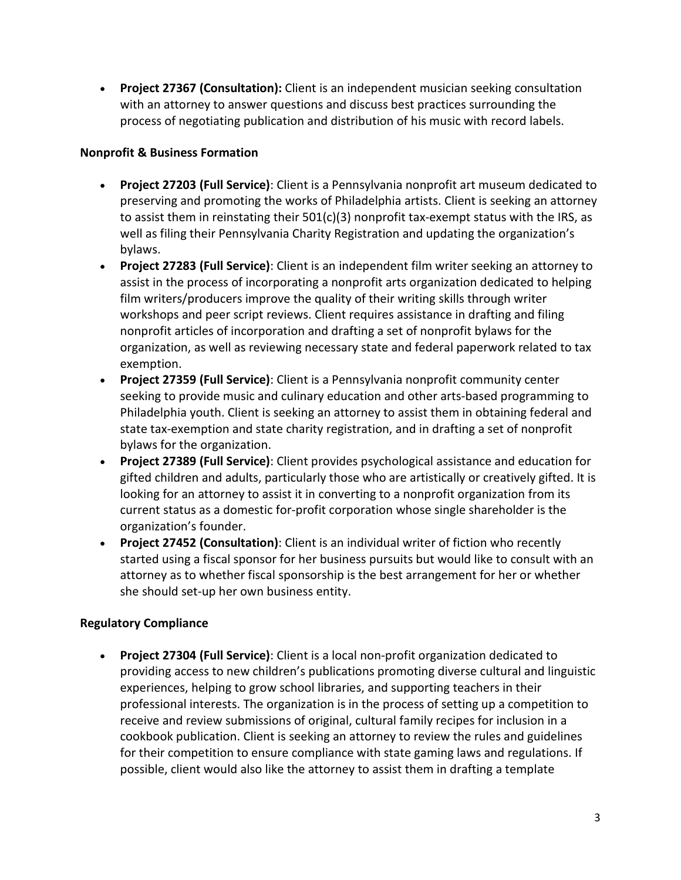- **Project 27367 (Consultation):** Client is an independent musician seeking consultation with an attorney to answer questions and discuss best practices surrounding the process of negotiating publication and distribution of his music with record labels.

**Nonprofit & Business Formation**

- **Project 27203 (Full Service)**: Client is a Pennsylvania nonprofit art museum dedicated to preserving and promoting the works of Philadelphia artists. Client is seeking an attorney to assist them in reinstating their 501(c)(3) nonprofit tax-exempt status with the IRS, as well as filing their Pennsylvania Charity Registration and updating the organization's bylaws.
- **Project 27283 (Full Service)**: Client is an independent film writer seeking an attorney to assist in the process of incorporating a nonprofit arts organization dedicated to helping film writers/producers improve the quality of their writing skills through writer workshops and peer script reviews. Client requires assistance in drafting and filing nonprofit articles of incorporation and drafting a set of nonprofit bylaws for the organization, as well as reviewing necessary state and federal paperwork related to tax exemption.
- **Project 27359 (Full Service)**: Client is a Pennsylvania nonprofit community center seeking to provide music and culinary education and other arts-based programming to Philadelphia youth. Client is seeking an attorney to assist them in obtaining federal and state tax-exemption and state charity registration, and in drafting a set of nonprofit bylaws for the organization.
- **Project 27389 (Full Service)**: Client provides psychological assistance and education for gifted children and adults, particularly those who are artistically or creatively gifted. It is looking for an attorney to assist it in converting to a nonprofit organization from its current status as a domestic for-profit corporation whose single shareholder is the organization's founder.
- **Project 27452 (Consultation)**: Client is an individual writer of fiction who recently started using a fiscal sponsor for her business pursuits but would like to consult with an attorney as to whether fiscal sponsorship is the best arrangement for her or whether she should set-up her own business entity.

**Regulatory Compliance**

- **Project 27304 (Full Service)**: Client is a local non-profit organization dedicated to providing access to new children's publications promoting diverse cultural and linguistic experiences, helping to grow school libraries, and supporting teachers in their professional interests. The organization is in the process of setting up a competition to receive and review submissions of original, cultural family recipes for inclusion in a cookbook publication. Client is seeking an attorney to review the rules and guidelines for their competition to ensure compliance with state gaming laws and regulations. If possible, client would also like the attorney to assist them in drafting a template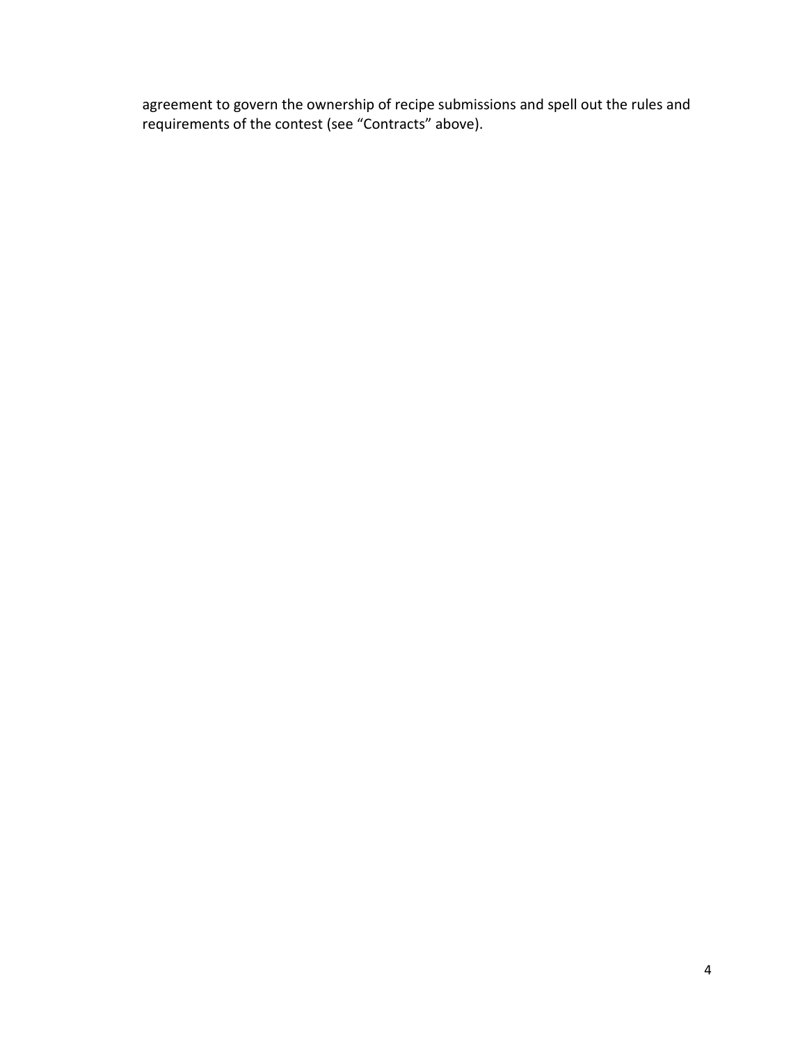agreement to govern the ownership of recipe submissions and spell out the rules and requirements of the contest (see "Contracts" above).